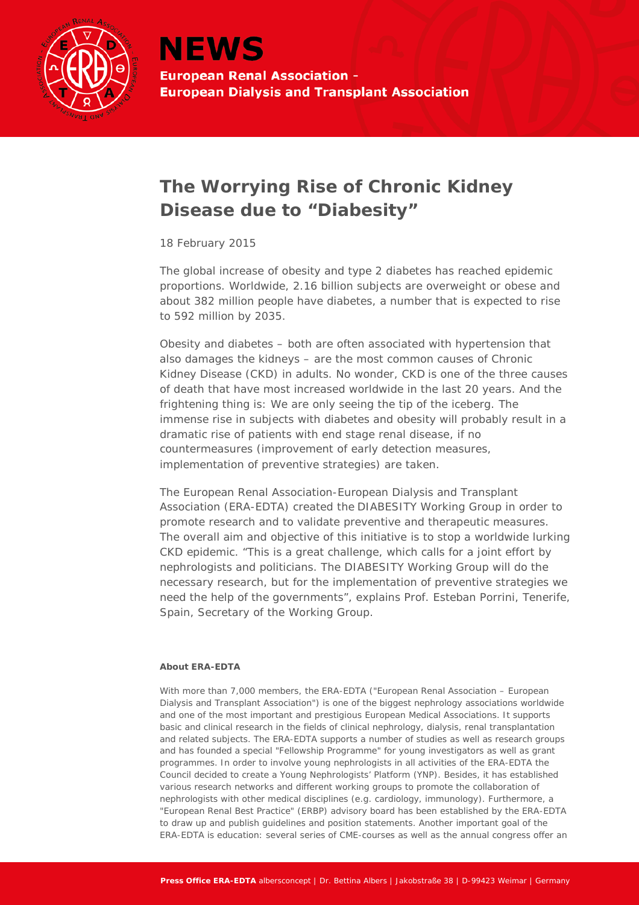# NEWS

**European Renal Association - European Dialysis and Transplant Association**

## The Worrying Rise of Chronic Kidney Disease due to "Diabesity"

18 February 2015

The global increase of obesity and type 2 diabetes has reached epidemic proportions. Worldwide, 2.16 billion subjects are overweight or obese and about 382 million people have diabetes, a number that is expected to rise to 592 million by 2035.

Obesity and diabetes – both are often associated with hypertension that also damages the kidneys – are the most common causes of Chronic Kidney Disease (CKD) in adults. No wonder, CKD is one of the three causes of death that have most increased worldwide in the last 20 years. And the frightening thing is: We are only seeing the tip of the iceberg. The immense rise in subjects with diabetes and obesity will probably result in a dramatic rise of patients with end stage renal disease, if no countermeasures (improvement of early detection measures, implementation of preventive strategies) are taken.

The European Renal Association-European Dialysis and Transplant Association (ERA-EDTA) created the DIABESITY Working Group in order to promote research and to validate preventive and therapeutic measures. The overall aim and objective of this initiative is to stop a worldwide lurking CKD epidemic. "This is a great challenge, which calls for a joint effort by nephrologists and politicians. The DIABESITY Working Group will do the necessary research, but for the implementation of preventive strategies we need the help of the governments", explains Prof. Esteban Porrini, Tenerife, Spain, Secretary of the Working Group.

**About ERA-EDTA**

With more than 7,000 members, the ERA-EDTA ("European Renal Association – European Dialysis and Transplant Association") is one of the biggest nephrology associations worldwide and one of the most important and prestigious European Medical Associations. It supports basic and clinical research in the fields of clinical nephrology, dialysis, renal transplantation and related subjects. The ERA-EDTA supports a number of studies as well as research groups and has founded a special "Fellowship Programme" for young investigators as well as grant programmes. In order to involve young nephrologists in all activities of the ERA-EDTA the Council decided to create a Young Nephrologists' Platform (YNP). Besides, it has established various research networks and different working groups to promote the collaboration of nephrologists with other medical disciplines (e.g. cardiology, immunology). Furthermore, a "European Renal Best Practice" (ERBP) advisory board has been established by the ERA-EDTA to draw up and publish guidelines and position statements. Another important goal of the ERA-EDTA is education: several series of CME-courses as well as the annual congress offer an

**Press Office ERA-EDTA** albersconcept | Dr. Bettina Albers | Jakobstraße 38 | D-99423 Weimar | Germany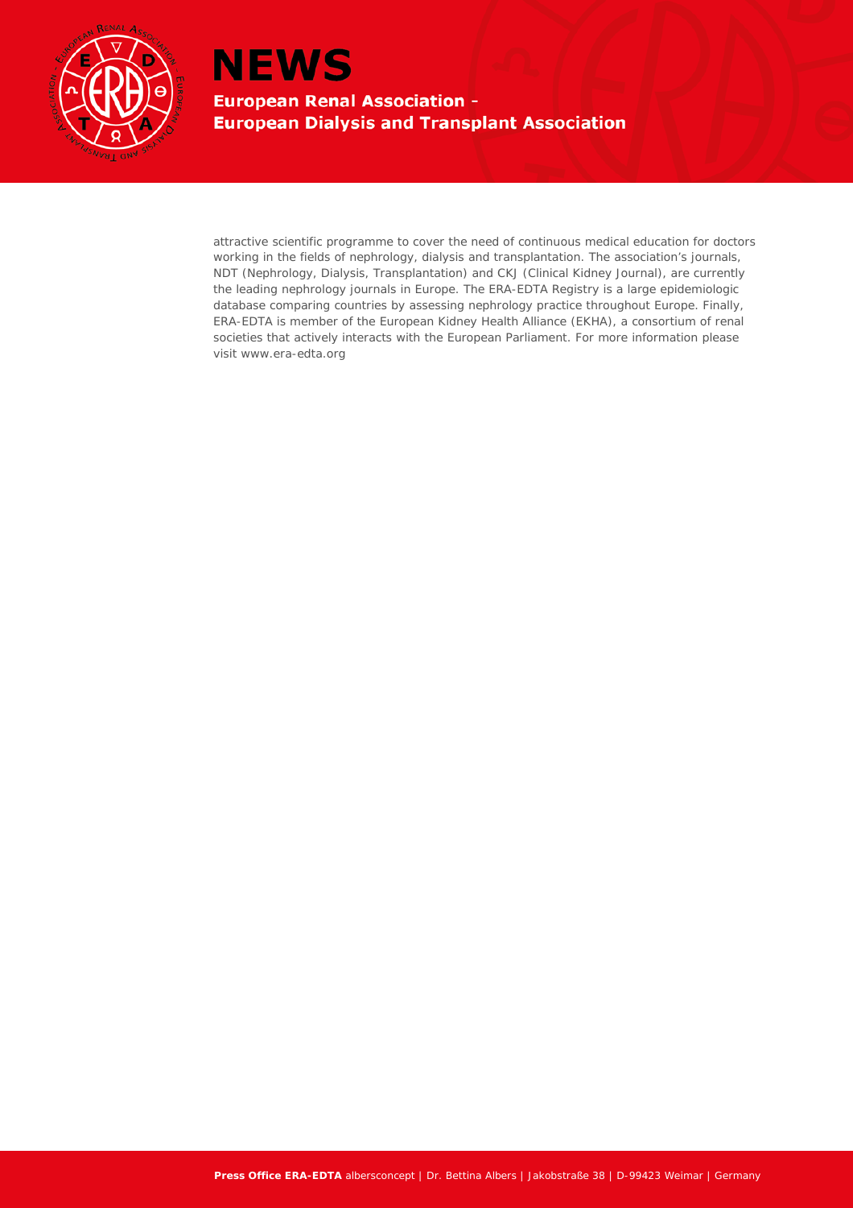attractive scientific programme to cover the need of continuous medical education for doctors working in the fields of nephrology, dialysis and transplantation. The association's journals, NDT (Nephrology, Dialysis, Transplantation) and CKJ (Clinical Kidney Journal), are currently the leading nephrology journals in Europe. The ERA-EDTA Registry is a large epidemiologic database comparing countries by assessing nephrology practice throughout Europe. Finally, ERA-EDTA is member of the European Kidney Health Alliance (EKHA), a consortium of renal societies that actively interacts with the European Parliament. For more information please visit www.era-edta.org